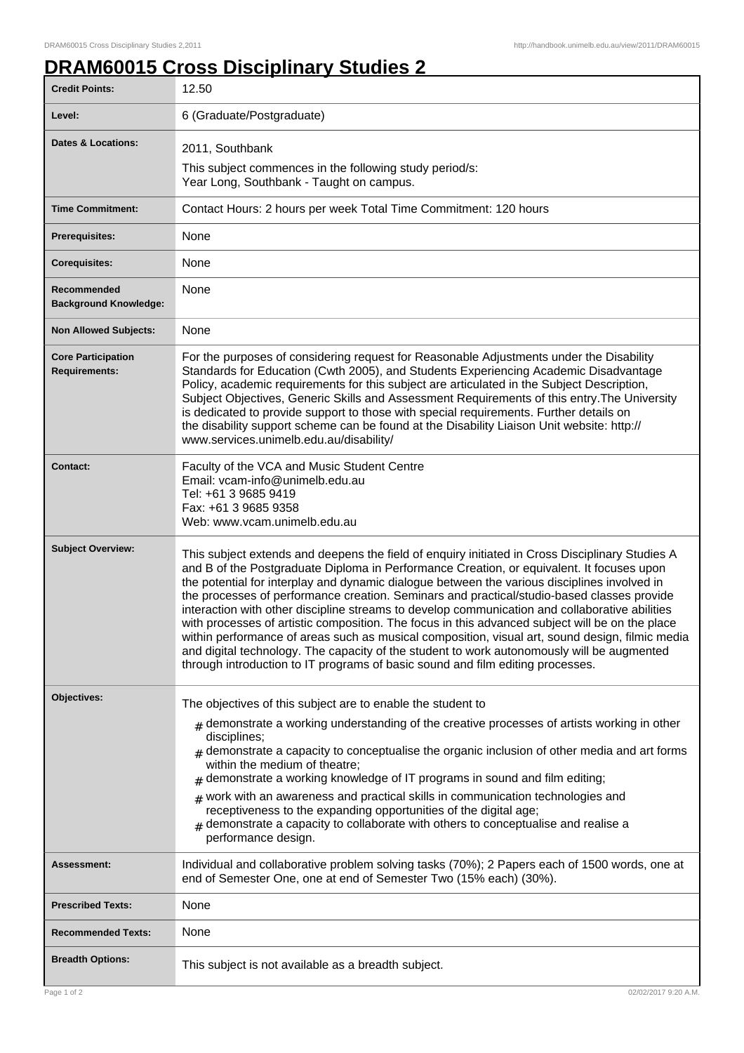# DRAM60015 Cross Disciplinary Studies 2

| | |
|---|---|
| **Credit Points:** | 12.50 |
| **Level:** | 6 (Graduate/Postgraduate) |
| **Dates & Locations:** | 2011, Southbank<br>This subject commences in the following study period/s:<br>Year Long, Southbank - Taught on campus. |
| **Time Commitment:** | Contact Hours: 2 hours per week Total Time Commitment: 120 hours |
| **Prerequisites:** | None |
| **Corequisites:** | None |
| **Recommended Background Knowledge:** | None |
| **Non Allowed Subjects:** | None |
| **Core Participation Requirements:** | For the purposes of considering request for Reasonable Adjustments under the Disability Standards for Education (Cwth 2005), and Students Experiencing Academic Disadvantage Policy, academic requirements for this subject are articulated in the Subject Description, Subject Objectives, Generic Skills and Assessment Requirements of this entry.The University is dedicated to provide support to those with special requirements. Further details on the disability support scheme can be found at the Disability Liaison Unit website: http://www.services.unimelb.edu.au/disability/ |
| **Contact:** | Faculty of the VCA and Music Student Centre<br>Email: vcam-info@unimelb.edu.au<br>Tel: +61 3 9685 9419<br>Fax: +61 3 9685 9358<br>Web: www.vcam.unimelb.edu.au |
| **Subject Overview:** | This subject extends and deepens the field of enquiry initiated in Cross Disciplinary Studies A and B of the Postgraduate Diploma in Performance Creation, or equivalent. It focuses upon the potential for interplay and dynamic dialogue between the various disciplines involved in the processes of performance creation. Seminars and practical/studio-based classes provide interaction with other discipline streams to develop communication and collaborative abilities with processes of artistic composition. The focus in this advanced subject will be on the place within performance of areas such as musical composition, visual art, sound design, filmic media and digital technology. The capacity of the student to work autonomously will be augmented through introduction to IT programs of basic sound and film editing processes. |
| **Objectives:** | The objectives of this subject are to enable the student to<br># demonstrate a working understanding of the creative processes of artists working in other disciplines;<br># demonstrate a capacity to conceptualise the organic inclusion of other media and art forms within the medium of theatre;<br># demonstrate a working knowledge of IT programs in sound and film editing;<br># work with an awareness and practical skills in communication technologies and receptiveness to the expanding opportunities of the digital age;<br># demonstrate a capacity to collaborate with others to conceptualise and realise a performance design. |
| **Assessment:** | Individual and collaborative problem solving tasks (70%); 2 Papers each of 1500 words, one at end of Semester One, one at end of Semester Two (15% each) (30%). |
| **Prescribed Texts:** | None |
| **Recommended Texts:** | None |
| **Breadth Options:** | This subject is not available as a breadth subject. |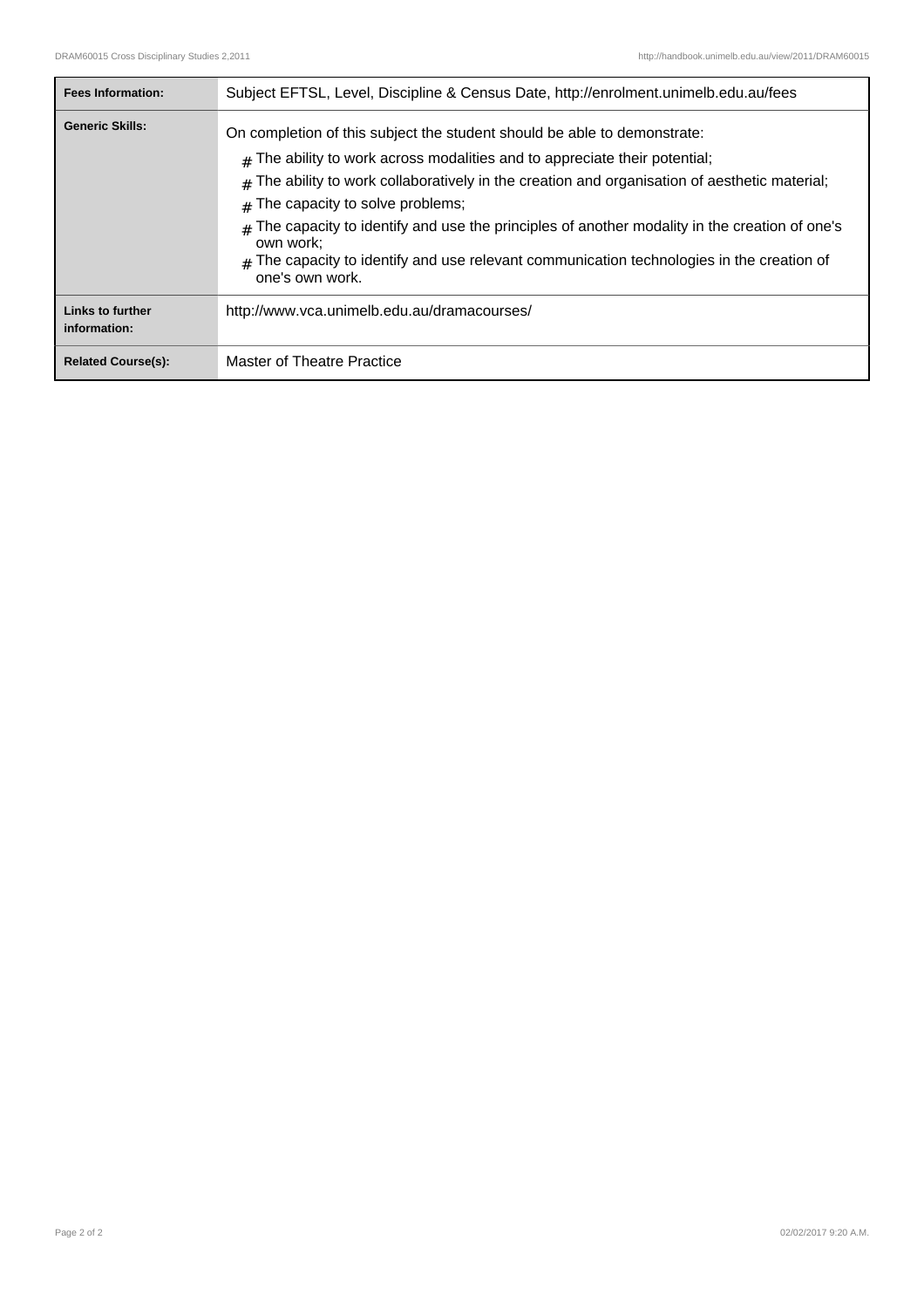| | |
|---|---|
| **Fees Information:** | Subject EFTSL, Level, Discipline & Census Date, http://enrolment.unimelb.edu.au/fees |
| **Generic Skills:** | On completion of this subject the student should be able to demonstrate: <br> # The ability to work across modalities and to appreciate their potential; <br> # The ability to work collaboratively in the creation and organisation of aesthetic material; <br> # The capacity to solve problems; <br> # The capacity to identify and use the principles of another modality in the creation of one's own work; <br> # The capacity to identify and use relevant communication technologies in the creation of one's own work. |
| **Links to further information:** | http://www.vca.unimelb.edu.au/dramacourses/ |
| **Related Course(s):** | Master of Theatre Practice |